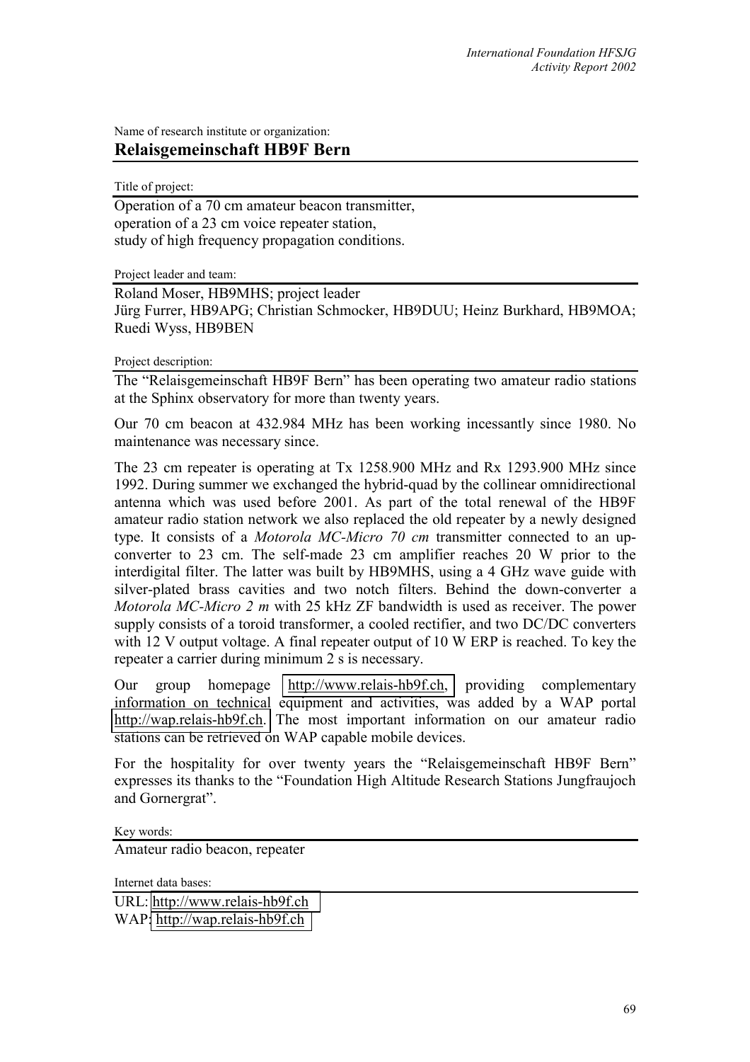Name of research institute or organization:

## Relaisgemeinschaft HB9F Bern

Title of project:

Operation of a 70 cm amateur beacon transmitter,
operation of a 23 cm voice repeater station,
study of high frequency propagation conditions.

Project leader and team:

Roland Moser, HB9MHS; project leader
Jürg Furrer, HB9APG; Christian Schmocker, HB9DUU; Heinz Burkhard, HB9MOA; Ruedi Wyss, HB9BEN

Project description:

The "Relaisgemeinschaft HB9F Bern" has been operating two amateur radio stations at the Sphinx observatory for more than twenty years.

Our 70 cm beacon at 432.984 MHz has been working incessantly since 1980. No maintenance was necessary since.

The 23 cm repeater is operating at Tx 1258.900 MHz and Rx 1293.900 MHz since 1992. During summer we exchanged the hybrid-quad by the collinear omnidirectional antenna which was used before 2001. As part of the total renewal of the HB9F amateur radio station network we also replaced the old repeater by a newly designed type. It consists of a *Motorola MC-Micro 70 cm* transmitter connected to an up-converter to 23 cm. The self-made 23 cm amplifier reaches 20 W prior to the interdigital filter. The latter was built by HB9MHS, using a 4 GHz wave guide with silver-plated brass cavities and two notch filters. Behind the down-converter a *Motorola MC-Micro 2 m* with 25 kHz ZF bandwidth is used as receiver. The power supply consists of a toroid transformer, a cooled rectifier, and two DC/DC converters with 12 V output voltage. A final repeater output of 10 W ERP is reached. To key the repeater a carrier during minimum 2 s is necessary.

Our group homepage http://www.relais-hb9f.ch, providing complementary information on technical equipment and activities, was added by a WAP portal http://wap.relais-hb9f.ch. The most important information on our amateur radio stations can be retrieved on WAP capable mobile devices.

For the hospitality for over twenty years the "Relaisgemeinschaft HB9F Bern" expresses its thanks to the "Foundation High Altitude Research Stations Jungfraujoch and Gornergrat".

Key words:

Amateur radio beacon, repeater

Internet data bases:

URL: http://www.relais-hb9f.ch
WAP: http://wap.relais-hb9f.ch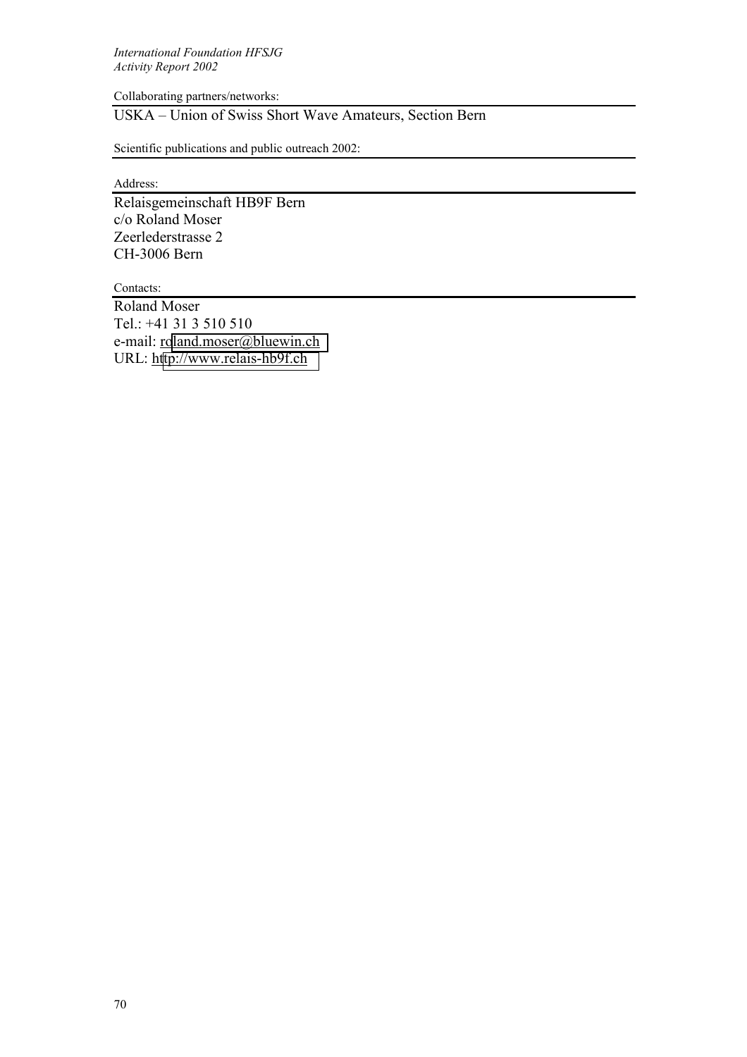Collaborating partners/networks:

USKA – Union of Swiss Short Wave Amateurs, Section Bern

Scientific publications and public outreach 2002:

Address:

Relaisgemeinschaft HB9F Bern
c/o Roland Moser
Zeerlederstrasse 2
CH-3006 Bern

Contacts:

Roland Moser
Tel.: +41 31 3 510 510
e-mail: roland.moser@bluewin.ch
URL: http://www.relais-hb9f.ch